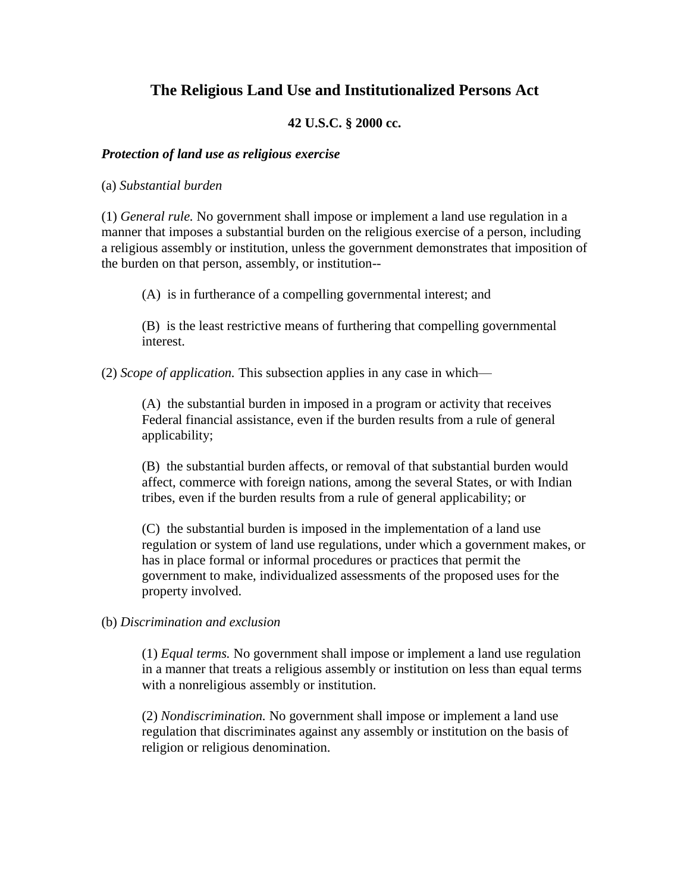# The Religious Land Use and Institutionalized Persons Act

**42 U.S.C. § 2000 cc.**

***Protection of land use as religious exercise***

(a) *Substantial burden*

(1) *General rule.* No government shall impose or implement a land use regulation in a manner that imposes a substantial burden on the religious exercise of a person, including a religious assembly or institution, unless the government demonstrates that imposition of the burden on that person, assembly, or institution--

> (A) is in furtherance of a compelling governmental interest; and
>
> (B) is the least restrictive means of furthering that compelling governmental interest.

(2) *Scope of application.* This subsection applies in any case in which—

> (A) the substantial burden in imposed in a program or activity that receives Federal financial assistance, even if the burden results from a rule of general applicability;
>
> (B) the substantial burden affects, or removal of that substantial burden would affect, commerce with foreign nations, among the several States, or with Indian tribes, even if the burden results from a rule of general applicability; or
>
> (C) the substantial burden is imposed in the implementation of a land use regulation or system of land use regulations, under which a government makes, or has in place formal or informal procedures or practices that permit the government to make, individualized assessments of the proposed uses for the property involved.

(b) *Discrimination and exclusion*

> (1) *Equal terms.* No government shall impose or implement a land use regulation in a manner that treats a religious assembly or institution on less than equal terms with a nonreligious assembly or institution.
>
> (2) *Nondiscrimination.* No government shall impose or implement a land use regulation that discriminates against any assembly or institution on the basis of religion or religious denomination.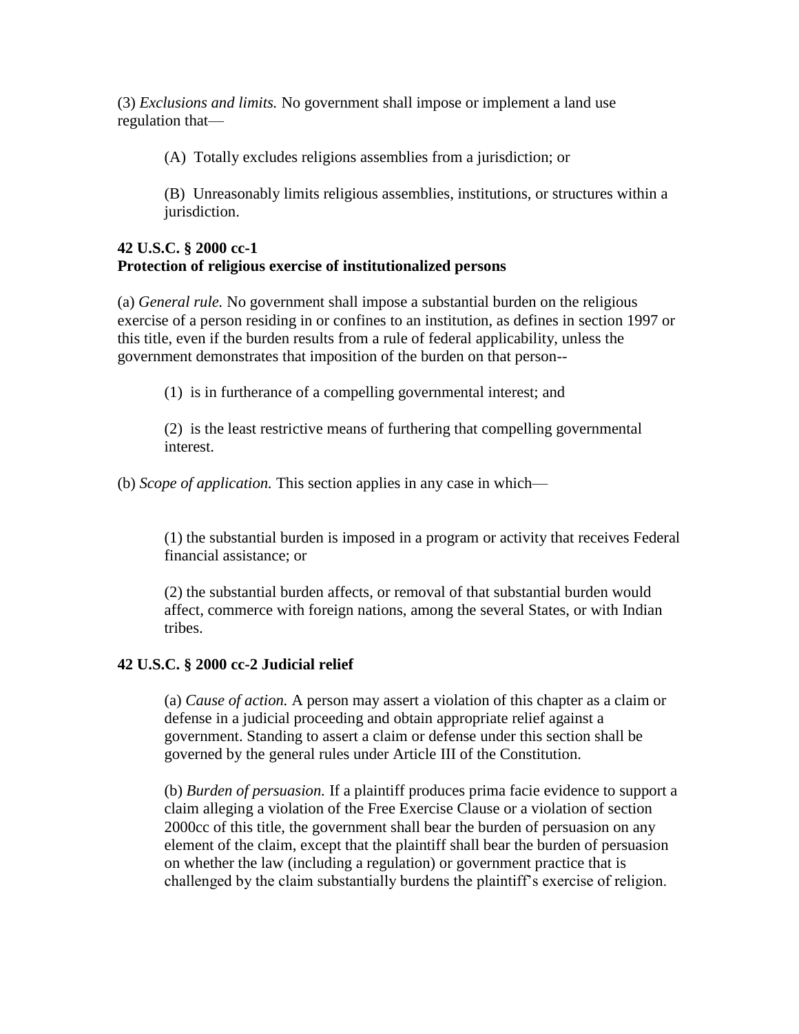(3) *Exclusions and limits.* No government shall impose or implement a land use regulation that—

> (A) Totally excludes religions assemblies from a jurisdiction; or
>
> (B) Unreasonably limits religious assemblies, institutions, or structures within a jurisdiction.

**42 U.S.C. § 2000 cc-1**
**Protection of religious exercise of institutionalized persons**

(a) *General rule.* No government shall impose a substantial burden on the religious exercise of a person residing in or confines to an institution, as defines in section 1997 or this title, even if the burden results from a rule of federal applicability, unless the government demonstrates that imposition of the burden on that person--

> (1) is in furtherance of a compelling governmental interest; and
>
> (2) is the least restrictive means of furthering that compelling governmental interest.

(b) *Scope of application.* This section applies in any case in which—

> (1) the substantial burden is imposed in a program or activity that receives Federal financial assistance; or
>
> (2) the substantial burden affects, or removal of that substantial burden would affect, commerce with foreign nations, among the several States, or with Indian tribes.

**42 U.S.C. § 2000 cc-2 Judicial relief**

> (a) *Cause of action.* A person may assert a violation of this chapter as a claim or defense in a judicial proceeding and obtain appropriate relief against a government. Standing to assert a claim or defense under this section shall be governed by the general rules under Article III of the Constitution.
>
> (b) *Burden of persuasion.* If a plaintiff produces prima facie evidence to support a claim alleging a violation of the Free Exercise Clause or a violation of section 2000cc of this title, the government shall bear the burden of persuasion on any element of the claim, except that the plaintiff shall bear the burden of persuasion on whether the law (including a regulation) or government practice that is challenged by the claim substantially burdens the plaintiff's exercise of religion.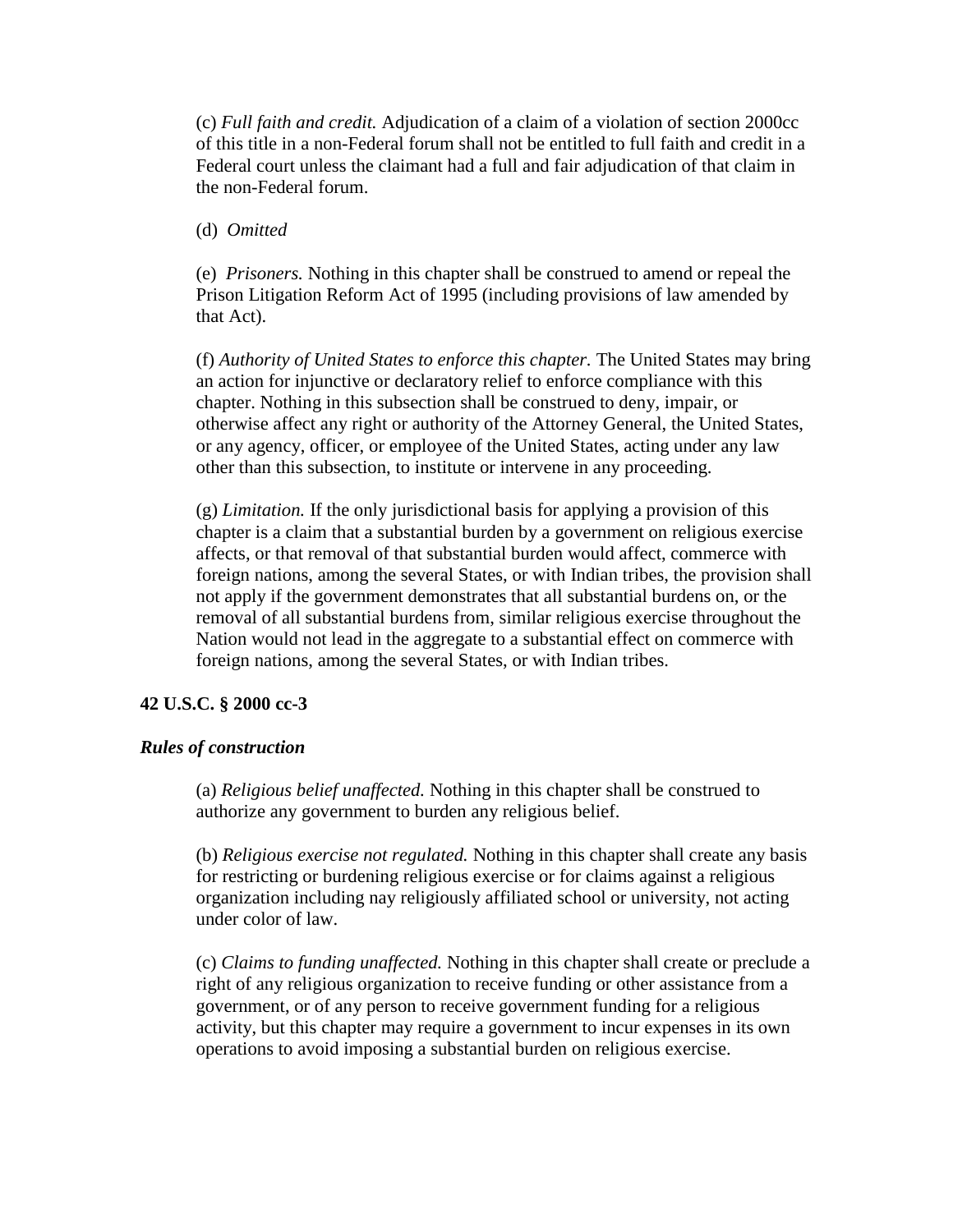(c) *Full faith and credit.* Adjudication of a claim of a violation of section 2000cc of this title in a non-Federal forum shall not be entitled to full faith and credit in a Federal court unless the claimant had a full and fair adjudication of that claim in the non-Federal forum.

(d) *Omitted*

(e) *Prisoners.* Nothing in this chapter shall be construed to amend or repeal the Prison Litigation Reform Act of 1995 (including provisions of law amended by that Act).

(f) *Authority of United States to enforce this chapter.* The United States may bring an action for injunctive or declaratory relief to enforce compliance with this chapter. Nothing in this subsection shall be construed to deny, impair, or otherwise affect any right or authority of the Attorney General, the United States, or any agency, officer, or employee of the United States, acting under any law other than this subsection, to institute or intervene in any proceeding.

(g) *Limitation.* If the only jurisdictional basis for applying a provision of this chapter is a claim that a substantial burden by a government on religious exercise affects, or that removal of that substantial burden would affect, commerce with foreign nations, among the several States, or with Indian tribes, the provision shall not apply if the government demonstrates that all substantial burdens on, or the removal of all substantial burdens from, similar religious exercise throughout the Nation would not lead in the aggregate to a substantial effect on commerce with foreign nations, among the several States, or with Indian tribes.

**42 U.S.C. § 2000 cc-3**

***Rules of construction***

(a) *Religious belief unaffected.* Nothing in this chapter shall be construed to authorize any government to burden any religious belief.

(b) *Religious exercise not regulated.* Nothing in this chapter shall create any basis for restricting or burdening religious exercise or for claims against a religious organization including nay religiously affiliated school or university, not acting under color of law.

(c) *Claims to funding unaffected.* Nothing in this chapter shall create or preclude a right of any religious organization to receive funding or other assistance from a government, or of any person to receive government funding for a religious activity, but this chapter may require a government to incur expenses in its own operations to avoid imposing a substantial burden on religious exercise.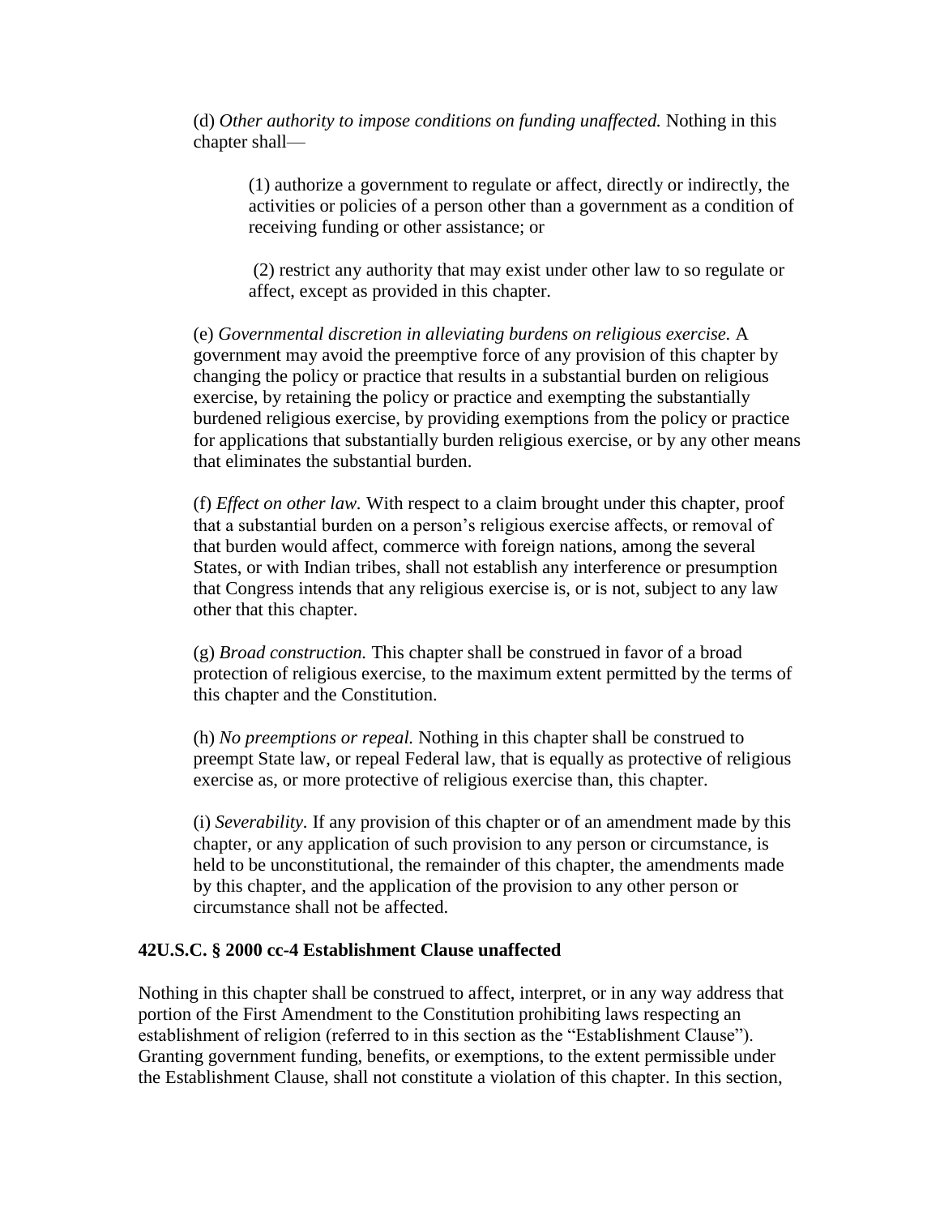(d) *Other authority to impose conditions on funding unaffected.* Nothing in this chapter shall—

(1) authorize a government to regulate or affect, directly or indirectly, the activities or policies of a person other than a government as a condition of receiving funding or other assistance; or

(2) restrict any authority that may exist under other law to so regulate or affect, except as provided in this chapter.

(e) *Governmental discretion in alleviating burdens on religious exercise.* A government may avoid the preemptive force of any provision of this chapter by changing the policy or practice that results in a substantial burden on religious exercise, by retaining the policy or practice and exempting the substantially burdened religious exercise, by providing exemptions from the policy or practice for applications that substantially burden religious exercise, or by any other means that eliminates the substantial burden.

(f) *Effect on other law.* With respect to a claim brought under this chapter, proof that a substantial burden on a person's religious exercise affects, or removal of that burden would affect, commerce with foreign nations, among the several States, or with Indian tribes, shall not establish any interference or presumption that Congress intends that any religious exercise is, or is not, subject to any law other that this chapter.

(g) *Broad construction.* This chapter shall be construed in favor of a broad protection of religious exercise, to the maximum extent permitted by the terms of this chapter and the Constitution.

(h) *No preemptions or repeal.* Nothing in this chapter shall be construed to preempt State law, or repeal Federal law, that is equally as protective of religious exercise as, or more protective of religious exercise than, this chapter.

(i) *Severability.* If any provision of this chapter or of an amendment made by this chapter, or any application of such provision to any person or circumstance, is held to be unconstitutional, the remainder of this chapter, the amendments made by this chapter, and the application of the provision to any other person or circumstance shall not be affected.

**42U.S.C. § 2000 cc-4 Establishment Clause unaffected**

Nothing in this chapter shall be construed to affect, interpret, or in any way address that portion of the First Amendment to the Constitution prohibiting laws respecting an establishment of religion (referred to in this section as the "Establishment Clause"). Granting government funding, benefits, or exemptions, to the extent permissible under the Establishment Clause, shall not constitute a violation of this chapter. In this section,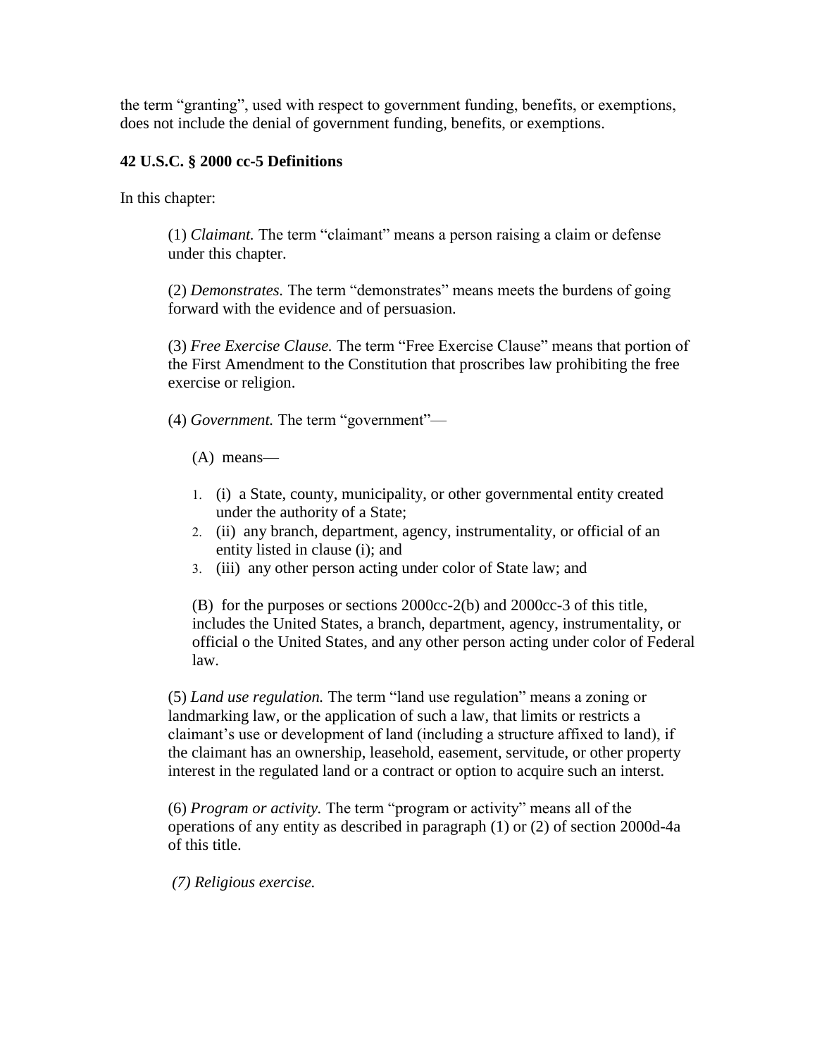the term "granting", used with respect to government funding, benefits, or exemptions, does not include the denial of government funding, benefits, or exemptions.

**42 U.S.C. § 2000 cc-5 Definitions**

In this chapter:

> (1) *Claimant.* The term "claimant" means a person raising a claim or defense under this chapter.
>
> (2) *Demonstrates.* The term "demonstrates" means meets the burdens of going forward with the evidence and of persuasion.
>
> (3) *Free Exercise Clause.* The term "Free Exercise Clause" means that portion of the First Amendment to the Constitution that proscribes law prohibiting the free exercise or religion.
>
> (4) *Government.* The term "government"—
>
> (A) means—
>
> 1. (i) a State, county, municipality, or other governmental entity created under the authority of a State;
> 2. (ii) any branch, department, agency, instrumentality, or official of an entity listed in clause (i); and
> 3. (iii) any other person acting under color of State law; and
>
> (B) for the purposes or sections 2000cc-2(b) and 2000cc-3 of this title, includes the United States, a branch, department, agency, instrumentality, or official o the United States, and any other person acting under color of Federal law.
>
> (5) *Land use regulation.* The term "land use regulation" means a zoning or landmarking law, or the application of such a law, that limits or restricts a claimant's use or development of land (including a structure affixed to land), if the claimant has an ownership, leasehold, easement, servitude, or other property interest in the regulated land or a contract or option to acquire such an interst.
>
> (6) *Program or activity.* The term "program or activity" means all of the operations of any entity as described in paragraph (1) or (2) of section 2000d-4a of this title.
>
> *(7) Religious exercise.*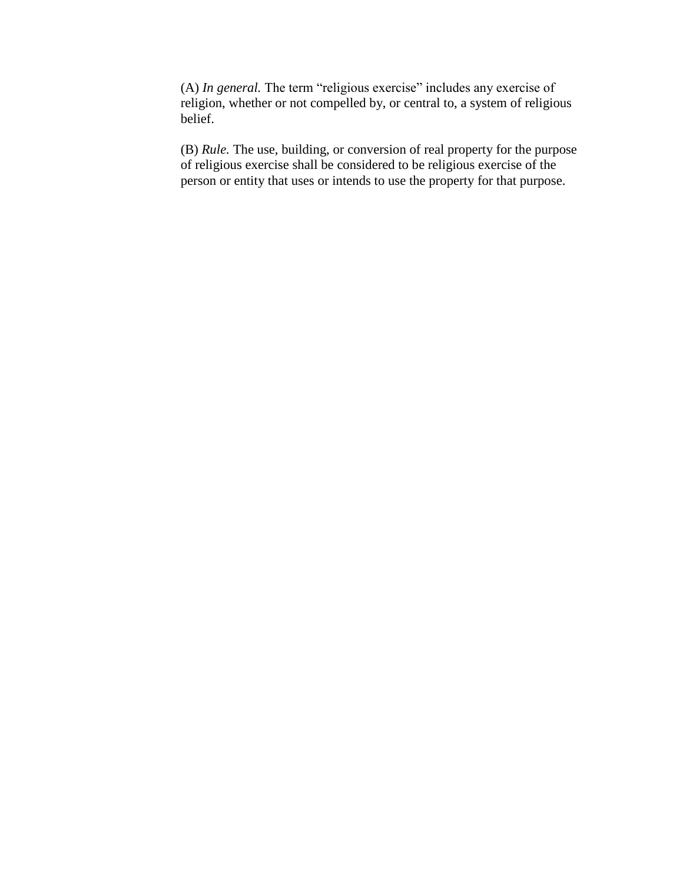(A) *In general.* The term “religious exercise” includes any exercise of religion, whether or not compelled by, or central to, a system of religious belief.

(B) *Rule.* The use, building, or conversion of real property for the purpose of religious exercise shall be considered to be religious exercise of the person or entity that uses or intends to use the property for that purpose.